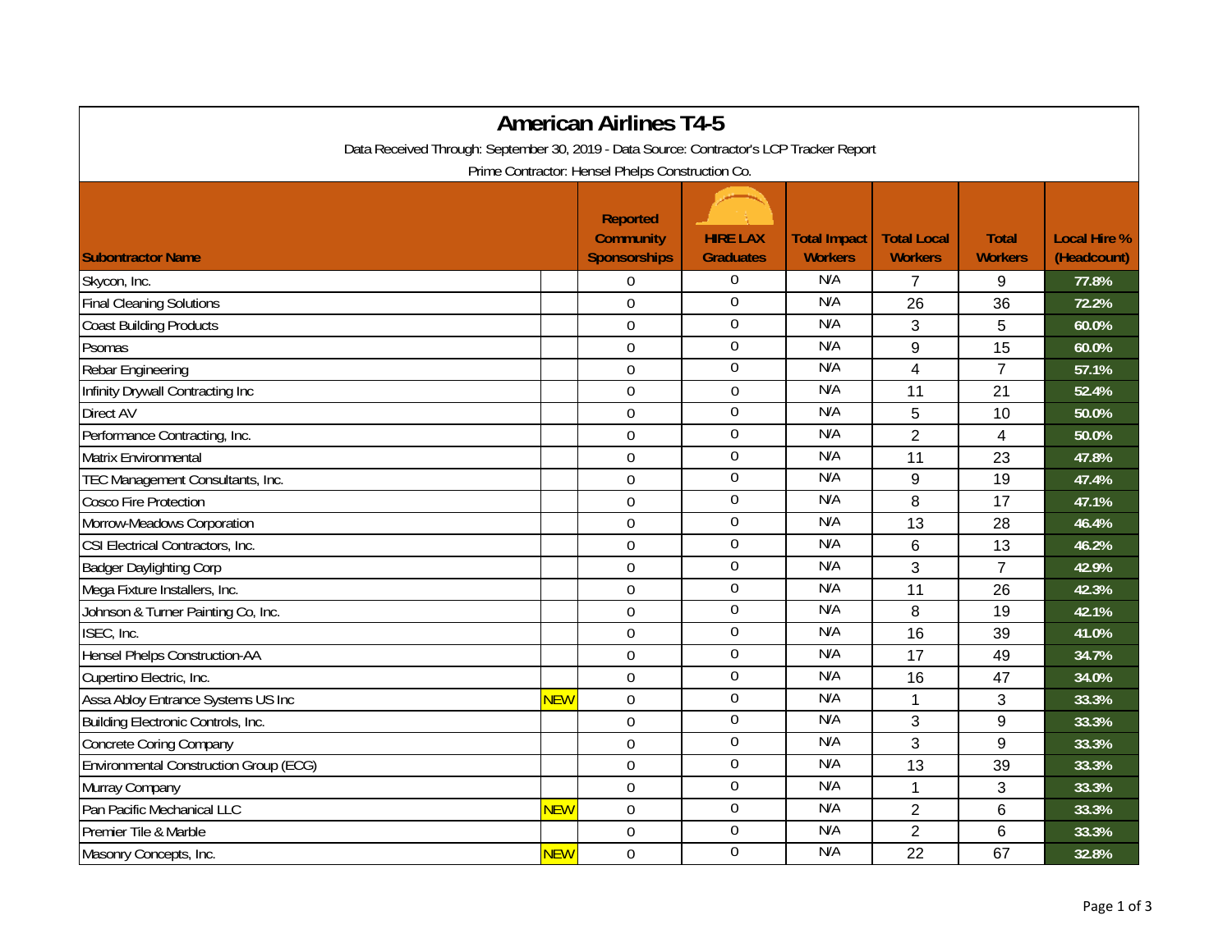# American Airlines T4-5

Data Received Through: September 30, 2019 - Data Source: Contractor's LCP Tracker Report

Prime Contractor: Hensel Phelps Construction Co.

| Subontractor Name | | Reported Community Sponsorships | HIRE LAX Graduates | Total Impact Workers | Total Local Workers | Total Workers | Local Hire % (Headcount) |
|---|---|---|---|---|---|---|---|
| Skycon, Inc. | | 0 | 0 | N/A | 7 | 9 | 77.8% |
| Final Cleaning Solutions | | 0 | 0 | N/A | 26 | 36 | 72.2% |
| Coast Building Products | | 0 | 0 | N/A | 3 | 5 | 60.0% |
| Psomas | | 0 | 0 | N/A | 9 | 15 | 60.0% |
| Rebar Engineering | | 0 | 0 | N/A | 4 | 7 | 57.1% |
| Infinity Drywall Contracting Inc | | 0 | 0 | N/A | 11 | 21 | 52.4% |
| Direct AV | | 0 | 0 | N/A | 5 | 10 | 50.0% |
| Performance Contracting, Inc. | | 0 | 0 | N/A | 2 | 4 | 50.0% |
| Matrix Environmental | | 0 | 0 | N/A | 11 | 23 | 47.8% |
| TEC Management Consultants, Inc. | | 0 | 0 | N/A | 9 | 19 | 47.4% |
| Cosco Fire Protection | | 0 | 0 | N/A | 8 | 17 | 47.1% |
| Morrow-Meadows Corporation | | 0 | 0 | N/A | 13 | 28 | 46.4% |
| CSI Electrical Contractors, Inc. | | 0 | 0 | N/A | 6 | 13 | 46.2% |
| Badger Daylighting Corp | | 0 | 0 | N/A | 3 | 7 | 42.9% |
| Mega Fixture Installers, Inc. | | 0 | 0 | N/A | 11 | 26 | 42.3% |
| Johnson & Turner Painting Co, Inc. | | 0 | 0 | N/A | 8 | 19 | 42.1% |
| ISEC, Inc. | | 0 | 0 | N/A | 16 | 39 | 41.0% |
| Hensel Phelps Construction-AA | | 0 | 0 | N/A | 17 | 49 | 34.7% |
| Cupertino Electric, Inc. | | 0 | 0 | N/A | 16 | 47 | 34.0% |
| Assa Abloy Entrance Systems US Inc | NEW | 0 | 0 | N/A | 1 | 3 | 33.3% |
| Building Electronic Controls, Inc. | | 0 | 0 | N/A | 3 | 9 | 33.3% |
| Concrete Coring Company | | 0 | 0 | N/A | 3 | 9 | 33.3% |
| Environmental Construction Group (ECG) | | 0 | 0 | N/A | 13 | 39 | 33.3% |
| Murray Company | | 0 | 0 | N/A | 1 | 3 | 33.3% |
| Pan Pacific Mechanical LLC | NEW | 0 | 0 | N/A | 2 | 6 | 33.3% |
| Premier Tile & Marble | | 0 | 0 | N/A | 2 | 6 | 33.3% |
| Masonry Concepts, Inc. | NEW | 0 | 0 | N/A | 22 | 67 | 32.8% |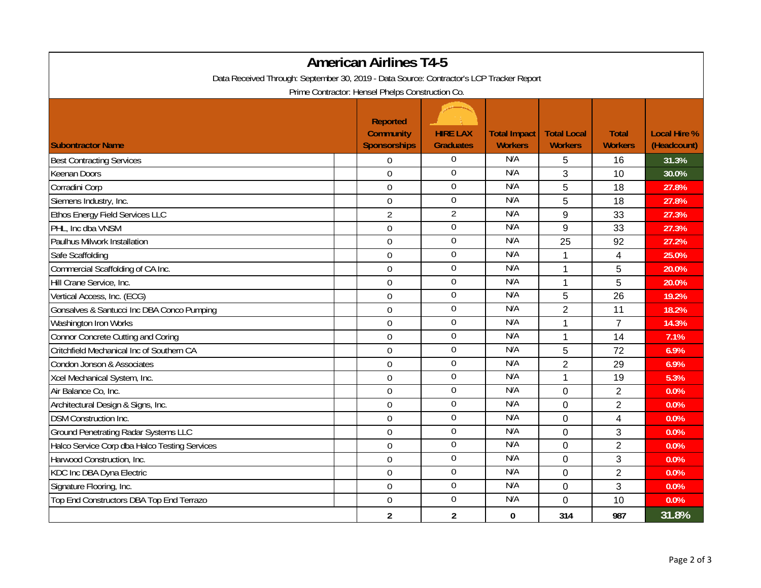# American Airlines T4-5

Data Received Through: September 30, 2019 - Data Source: Contractor's LCP Tracker Report

Prime Contractor: Hensel Phelps Construction Co.

| Subontractor Name | Reported Community Sponsorships | HIRE LAX Graduates | Total Impact Workers | Total Local Workers | Total Workers | Local Hire % (Headcount) |
|---|---|---|---|---|---|---|
| Best Contracting Services | 0 | 0 | N/A | 5 | 16 | 31.3% |
| Keenan Doors | 0 | 0 | N/A | 3 | 10 | 30.0% |
| Corradini Corp | 0 | 0 | N/A | 5 | 18 | 27.8% |
| Siemens Industry, Inc. | 0 | 0 | N/A | 5 | 18 | 27.8% |
| Ethos Energy Field Services LLC | 2 | 2 | N/A | 9 | 33 | 27.3% |
| PHL, Inc dba VNSM | 0 | 0 | N/A | 9 | 33 | 27.3% |
| Paulhus Milwork Installation | 0 | 0 | N/A | 25 | 92 | 27.2% |
| Safe Scaffolding | 0 | 0 | N/A | 1 | 4 | 25.0% |
| Commercial Scaffolding of CA Inc. | 0 | 0 | N/A | 1 | 5 | 20.0% |
| Hill Crane Service, Inc. | 0 | 0 | N/A | 1 | 5 | 20.0% |
| Vertical Access, Inc. (ECG) | 0 | 0 | N/A | 5 | 26 | 19.2% |
| Gonsalves & Santucci Inc DBA Conco Pumping | 0 | 0 | N/A | 2 | 11 | 18.2% |
| Washington Iron Works | 0 | 0 | N/A | 1 | 7 | 14.3% |
| Connor Concrete Cutting and Coring | 0 | 0 | N/A | 1 | 14 | 7.1% |
| Critchfield Mechanical Inc of Southern CA | 0 | 0 | N/A | 5 | 72 | 6.9% |
| Condon Jonson & Associates | 0 | 0 | N/A | 2 | 29 | 6.9% |
| Xcel Mechanical System, Inc. | 0 | 0 | N/A | 1 | 19 | 5.3% |
| Air Balance Co, Inc. | 0 | 0 | N/A | 0 | 2 | 0.0% |
| Architectural Design & Signs, Inc. | 0 | 0 | N/A | 0 | 2 | 0.0% |
| DSM Construction Inc. | 0 | 0 | N/A | 0 | 4 | 0.0% |
| Ground Penetrating Radar Systems LLC | 0 | 0 | N/A | 0 | 3 | 0.0% |
| Halco Service Corp dba Halco Testing Services | 0 | 0 | N/A | 0 | 2 | 0.0% |
| Harwood Construction, Inc. | 0 | 0 | N/A | 0 | 3 | 0.0% |
| KDC Inc DBA Dyna Electric | 0 | 0 | N/A | 0 | 2 | 0.0% |
| Signature Flooring, Inc. | 0 | 0 | N/A | 0 | 3 | 0.0% |
| Top End Constructors DBA Top End Terrazo | 0 | 0 | N/A | 0 | 10 | 0.0% |
| | **2** | **2** | **0** | **314** | **987** | **31.8%** |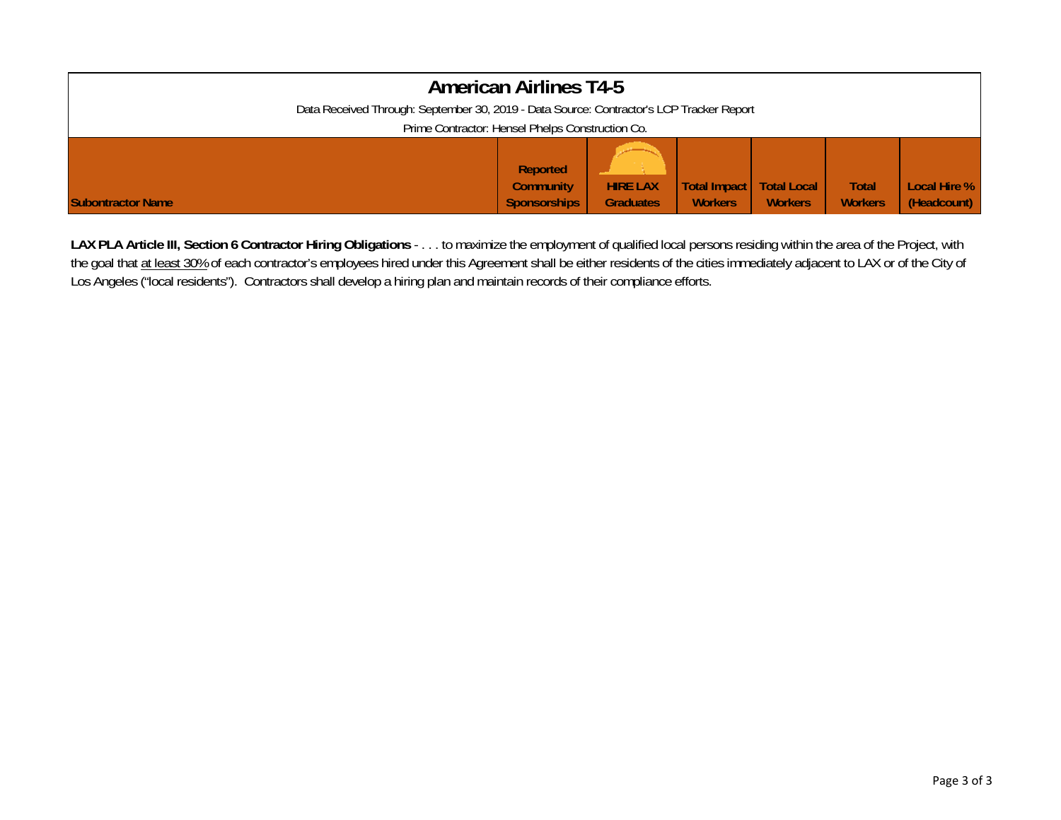# American Airlines T4-5

Data Received Through: September 30, 2019 - Data Source: Contractor's LCP Tracker Report

Prime Contractor: Hensel Phelps Construction Co.

| Subontractor Name | Reported Community Sponsorships | HIRE LAX Graduates | Total Impact Workers | Total Local Workers | Total Workers | Local Hire % (Headcount) |
|---|---|---|---|---|---|---|

**LAX PLA Article III, Section 6 Contractor Hiring Obligations** - . . . to maximize the employment of qualified local persons residing within the area of the Project, with the goal that at least 30% of each contractor's employees hired under this Agreement shall be either residents of the cities immediately adjacent to LAX or of the City of Los Angeles ("local residents"). Contractors shall develop a hiring plan and maintain records of their compliance efforts.